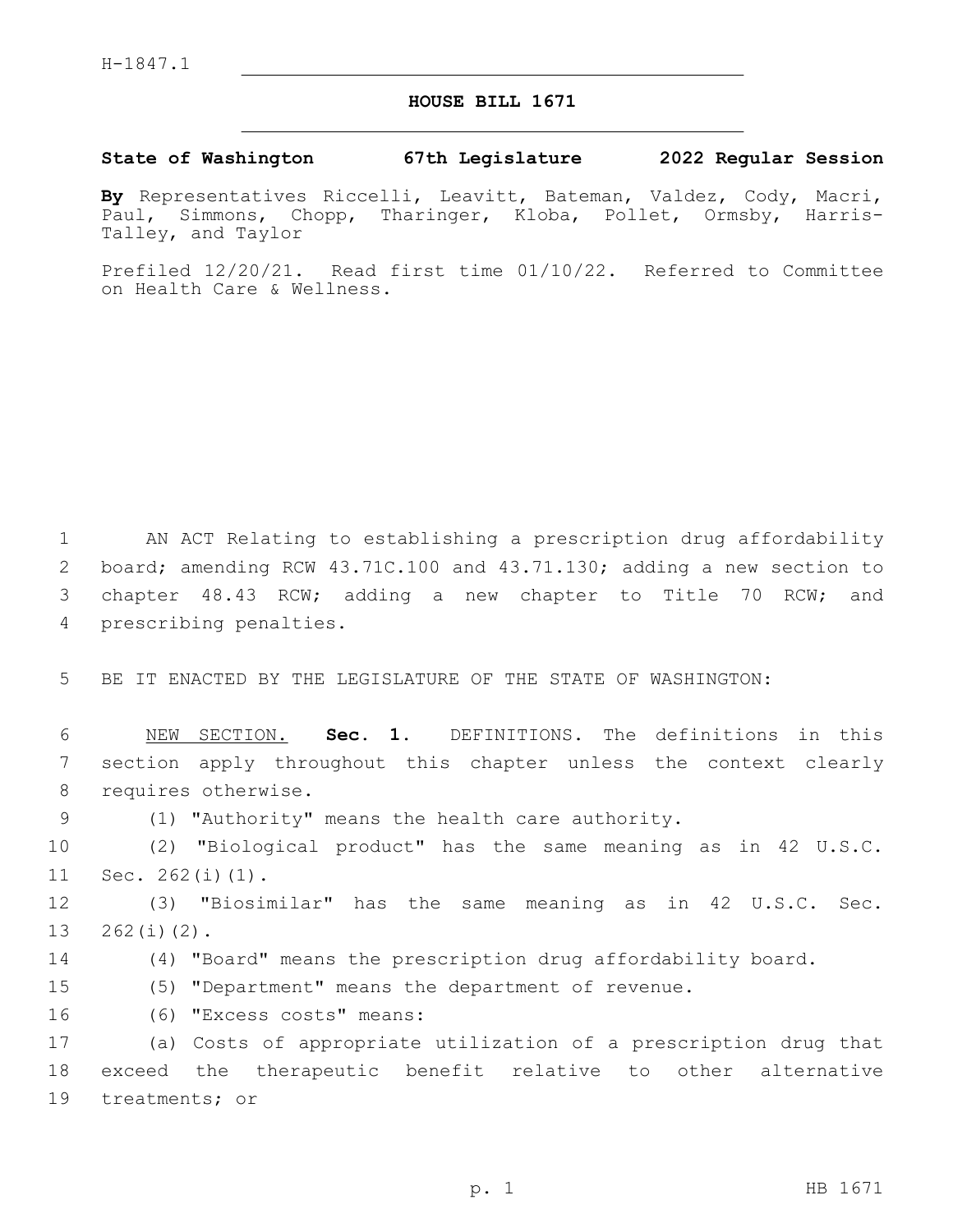H-1847.1

# HOUSE BILL 1671

**State of Washington 67th Legislature 2022 Regular Session**

**By** Representatives Riccelli, Leavitt, Bateman, Valdez, Cody, Macri, Paul, Simmons, Chopp, Tharinger, Kloba, Pollet, Ormsby, Harris-Talley, and Taylor

Prefiled 12/20/21. Read first time 01/10/22. Referred to Committee on Health Care & Wellness.

AN ACT Relating to establishing a prescription drug affordability board; amending RCW 43.71C.100 and 43.71.130; adding a new section to chapter 48.43 RCW; adding a new chapter to Title 70 RCW; and prescribing penalties.

BE IT ENACTED BY THE LEGISLATURE OF THE STATE OF WASHINGTON:

NEW SECTION. **Sec. 1.** DEFINITIONS. The definitions in this section apply throughout this chapter unless the context clearly requires otherwise.

(1) "Authority" means the health care authority.

(2) "Biological product" has the same meaning as in 42 U.S.C. Sec. 262(i)(1).

(3) "Biosimilar" has the same meaning as in 42 U.S.C. Sec. 262(i)(2).

(4) "Board" means the prescription drug affordability board.

(5) "Department" means the department of revenue.

(6) "Excess costs" means:

(a) Costs of appropriate utilization of a prescription drug that exceed the therapeutic benefit relative to other alternative treatments; or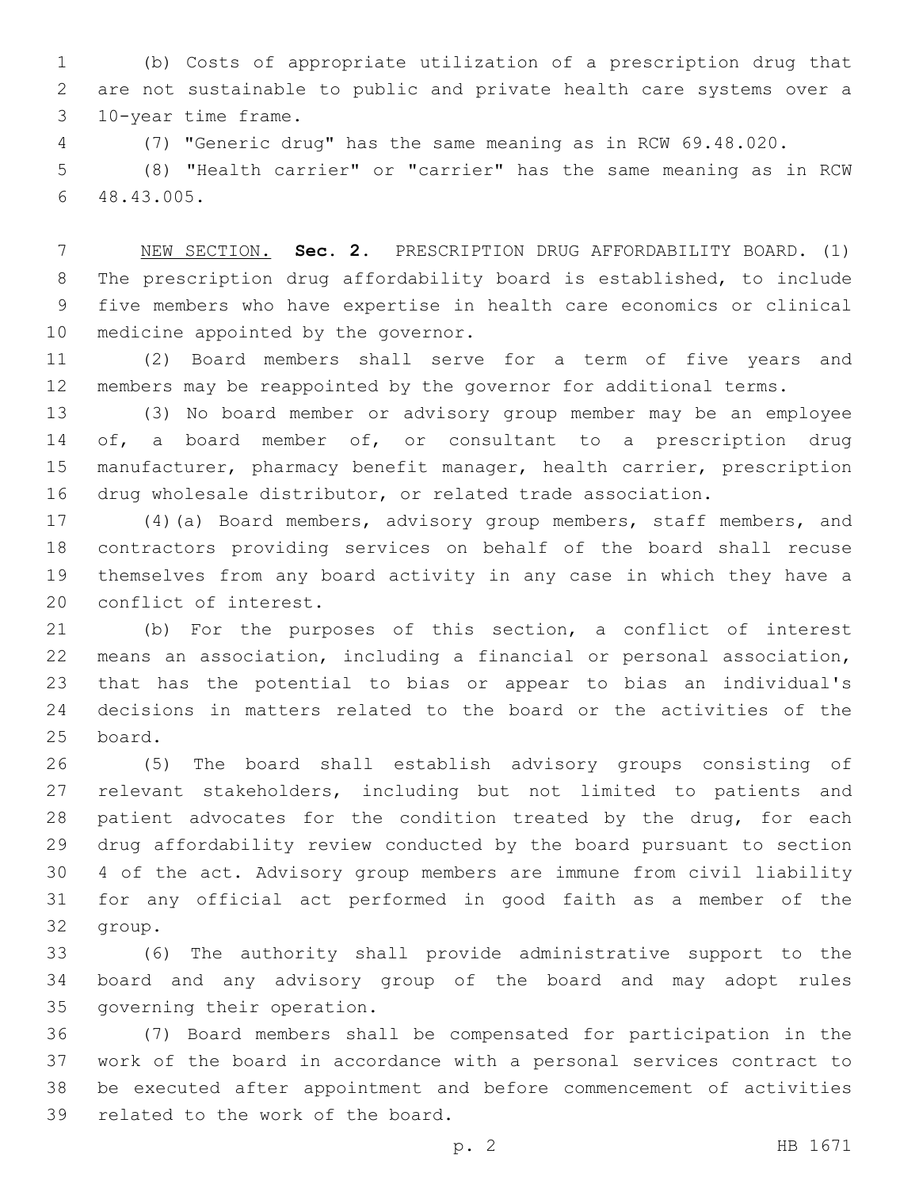(b) Costs of appropriate utilization of a prescription drug that are not sustainable to public and private health care systems over a 10-year time frame.

(7) "Generic drug" has the same meaning as in RCW 69.48.020.

(8) "Health carrier" or "carrier" has the same meaning as in RCW 48.43.005.

NEW SECTION. **Sec. 2.** PRESCRIPTION DRUG AFFORDABILITY BOARD. (1) The prescription drug affordability board is established, to include five members who have expertise in health care economics or clinical medicine appointed by the governor.

(2) Board members shall serve for a term of five years and members may be reappointed by the governor for additional terms.

(3) No board member or advisory group member may be an employee of, a board member of, or consultant to a prescription drug manufacturer, pharmacy benefit manager, health carrier, prescription drug wholesale distributor, or related trade association.

(4)(a) Board members, advisory group members, staff members, and contractors providing services on behalf of the board shall recuse themselves from any board activity in any case in which they have a conflict of interest.

(b) For the purposes of this section, a conflict of interest means an association, including a financial or personal association, that has the potential to bias or appear to bias an individual's decisions in matters related to the board or the activities of the board.

(5) The board shall establish advisory groups consisting of relevant stakeholders, including but not limited to patients and patient advocates for the condition treated by the drug, for each drug affordability review conducted by the board pursuant to section 4 of the act. Advisory group members are immune from civil liability for any official act performed in good faith as a member of the group.

(6) The authority shall provide administrative support to the board and any advisory group of the board and may adopt rules governing their operation.

(7) Board members shall be compensated for participation in the work of the board in accordance with a personal services contract to be executed after appointment and before commencement of activities related to the work of the board.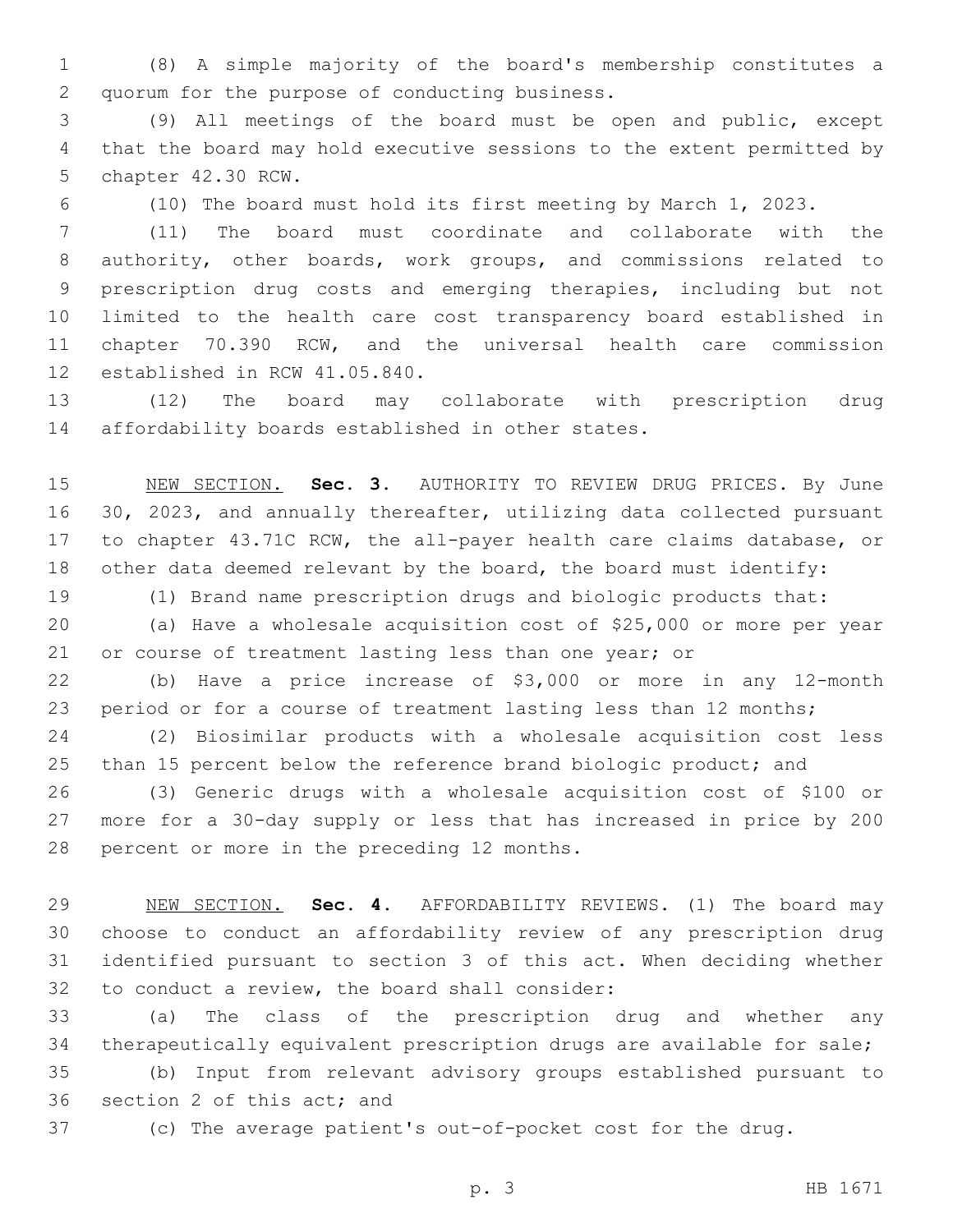(8) A simple majority of the board's membership constitutes a quorum for the purpose of conducting business.

(9) All meetings of the board must be open and public, except that the board may hold executive sessions to the extent permitted by chapter 42.30 RCW.

(10) The board must hold its first meeting by March 1, 2023.

(11) The board must coordinate and collaborate with the authority, other boards, work groups, and commissions related to prescription drug costs and emerging therapies, including but not limited to the health care cost transparency board established in chapter 70.390 RCW, and the universal health care commission established in RCW 41.05.840.

(12) The board may collaborate with prescription drug affordability boards established in other states.

NEW SECTION. **Sec. 3.** AUTHORITY TO REVIEW DRUG PRICES. By June 30, 2023, and annually thereafter, utilizing data collected pursuant to chapter 43.71C RCW, the all-payer health care claims database, or other data deemed relevant by the board, the board must identify:

(1) Brand name prescription drugs and biologic products that:

(a) Have a wholesale acquisition cost of $25,000 or more per year or course of treatment lasting less than one year; or

(b) Have a price increase of $3,000 or more in any 12-month period or for a course of treatment lasting less than 12 months;

(2) Biosimilar products with a wholesale acquisition cost less than 15 percent below the reference brand biologic product; and

(3) Generic drugs with a wholesale acquisition cost of $100 or more for a 30-day supply or less that has increased in price by 200 percent or more in the preceding 12 months.

NEW SECTION. **Sec. 4.** AFFORDABILITY REVIEWS. (1) The board may choose to conduct an affordability review of any prescription drug identified pursuant to section 3 of this act. When deciding whether to conduct a review, the board shall consider:

(a) The class of the prescription drug and whether any therapeutically equivalent prescription drugs are available for sale;

(b) Input from relevant advisory groups established pursuant to section 2 of this act; and

(c) The average patient's out-of-pocket cost for the drug.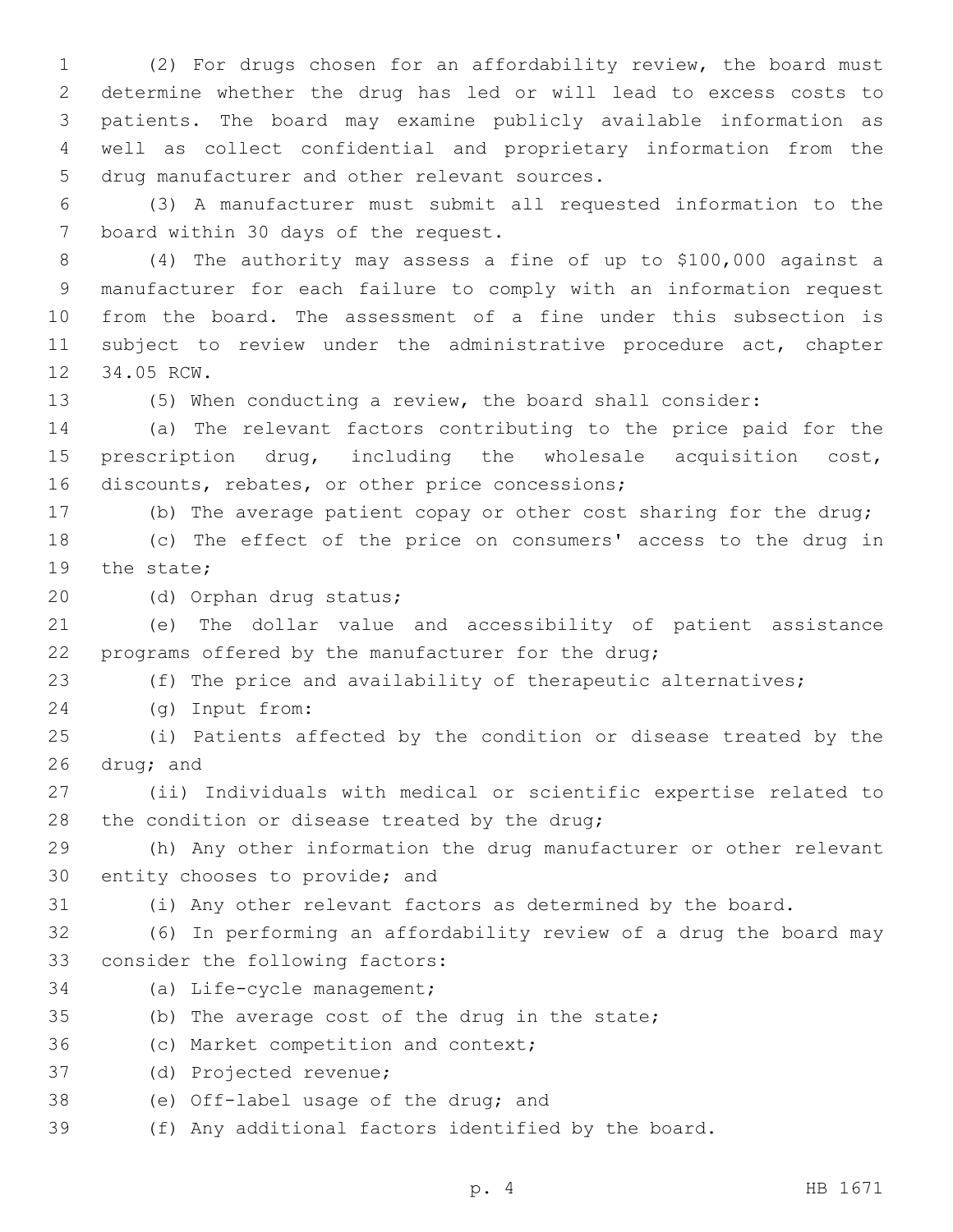(2) For drugs chosen for an affordability review, the board must determine whether the drug has led or will lead to excess costs to patients. The board may examine publicly available information as well as collect confidential and proprietary information from the drug manufacturer and other relevant sources.

(3) A manufacturer must submit all requested information to the board within 30 days of the request.

(4) The authority may assess a fine of up to $100,000 against a manufacturer for each failure to comply with an information request from the board. The assessment of a fine under this subsection is subject to review under the administrative procedure act, chapter 34.05 RCW.

(5) When conducting a review, the board shall consider:

(a) The relevant factors contributing to the price paid for the prescription drug, including the wholesale acquisition cost, discounts, rebates, or other price concessions;

(b) The average patient copay or other cost sharing for the drug;

(c) The effect of the price on consumers' access to the drug in the state;

(d) Orphan drug status;

(e) The dollar value and accessibility of patient assistance programs offered by the manufacturer for the drug;

(f) The price and availability of therapeutic alternatives;

(g) Input from:

(i) Patients affected by the condition or disease treated by the drug; and

(ii) Individuals with medical or scientific expertise related to the condition or disease treated by the drug;

(h) Any other information the drug manufacturer or other relevant entity chooses to provide; and

(i) Any other relevant factors as determined by the board.

(6) In performing an affordability review of a drug the board may consider the following factors:

(a) Life-cycle management;

(b) The average cost of the drug in the state;

(c) Market competition and context;

(d) Projected revenue;

(e) Off-label usage of the drug; and

(f) Any additional factors identified by the board.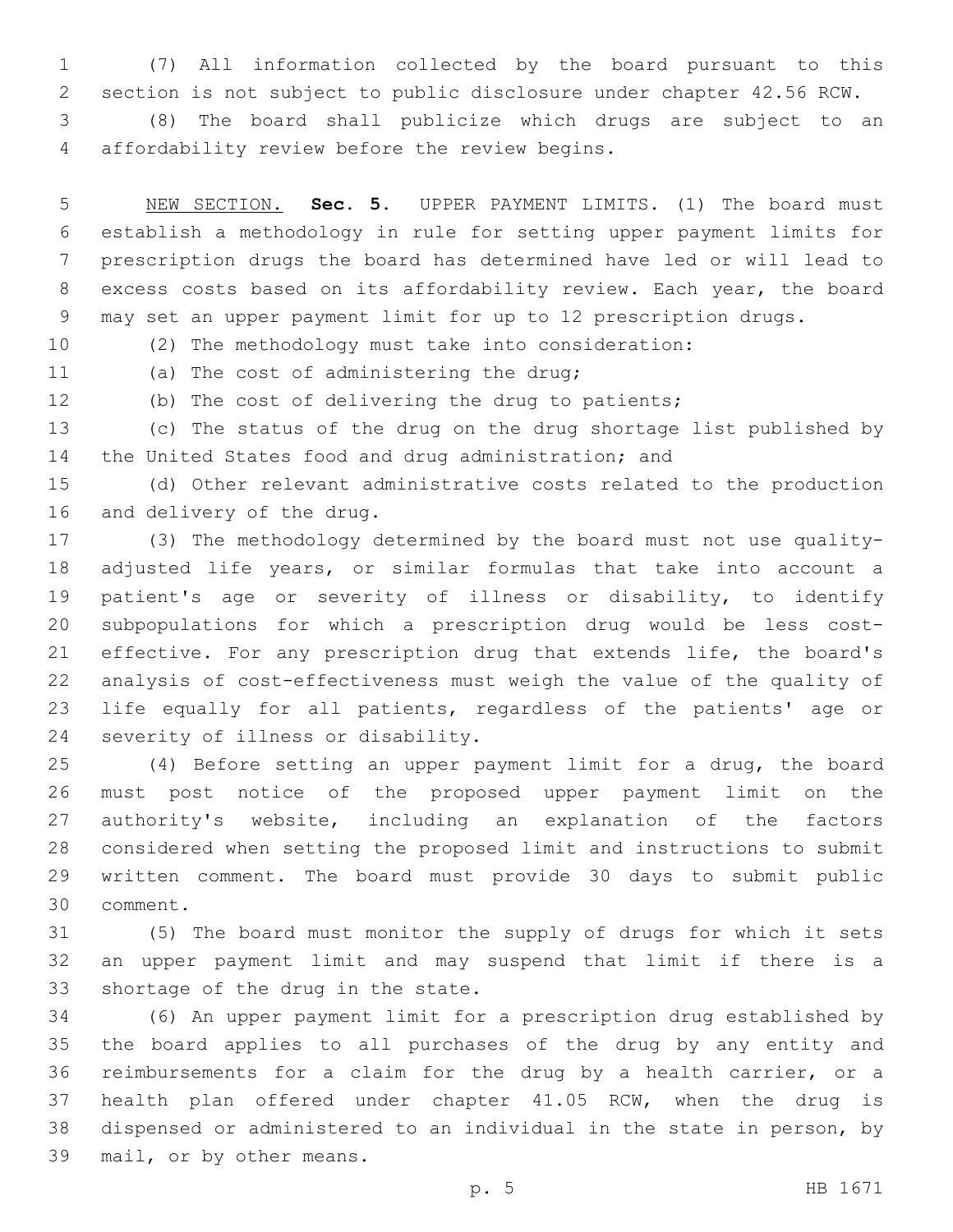(7) All information collected by the board pursuant to this section is not subject to public disclosure under chapter 42.56 RCW.

(8) The board shall publicize which drugs are subject to an affordability review before the review begins.

NEW SECTION. **Sec. 5.** UPPER PAYMENT LIMITS. (1) The board must establish a methodology in rule for setting upper payment limits for prescription drugs the board has determined have led or will lead to excess costs based on its affordability review. Each year, the board may set an upper payment limit for up to 12 prescription drugs.

(2) The methodology must take into consideration:

(a) The cost of administering the drug;

(b) The cost of delivering the drug to patients;

(c) The status of the drug on the drug shortage list published by the United States food and drug administration; and

(d) Other relevant administrative costs related to the production and delivery of the drug.

(3) The methodology determined by the board must not use quality-adjusted life years, or similar formulas that take into account a patient's age or severity of illness or disability, to identify subpopulations for which a prescription drug would be less cost-effective. For any prescription drug that extends life, the board's analysis of cost-effectiveness must weigh the value of the quality of life equally for all patients, regardless of the patients' age or severity of illness or disability.

(4) Before setting an upper payment limit for a drug, the board must post notice of the proposed upper payment limit on the authority's website, including an explanation of the factors considered when setting the proposed limit and instructions to submit written comment. The board must provide 30 days to submit public comment.

(5) The board must monitor the supply of drugs for which it sets an upper payment limit and may suspend that limit if there is a shortage of the drug in the state.

(6) An upper payment limit for a prescription drug established by the board applies to all purchases of the drug by any entity and reimbursements for a claim for the drug by a health carrier, or a health plan offered under chapter 41.05 RCW, when the drug is dispensed or administered to an individual in the state in person, by mail, or by other means.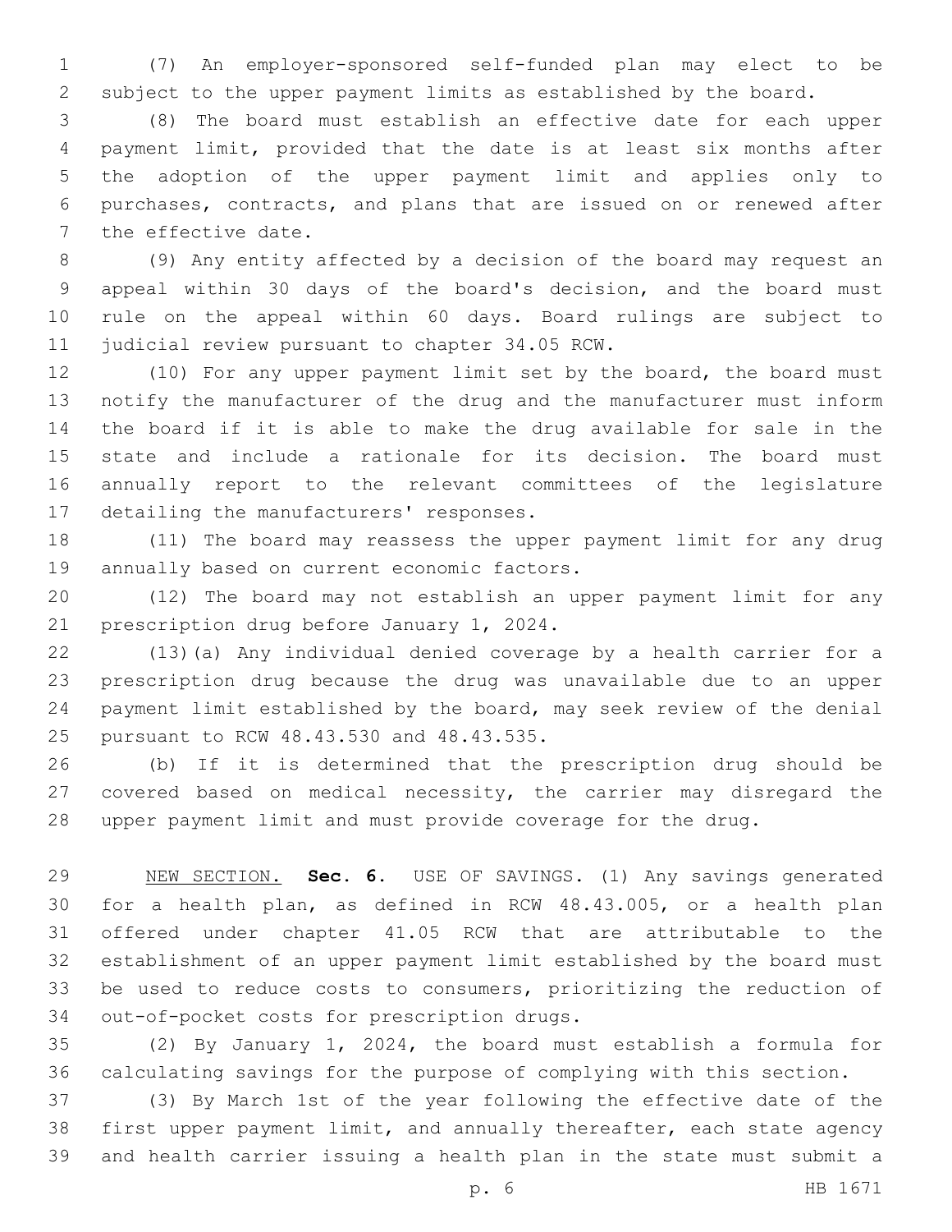(7) An employer-sponsored self-funded plan may elect to be subject to the upper payment limits as established by the board.

(8) The board must establish an effective date for each upper payment limit, provided that the date is at least six months after the adoption of the upper payment limit and applies only to purchases, contracts, and plans that are issued on or renewed after the effective date.

(9) Any entity affected by a decision of the board may request an appeal within 30 days of the board's decision, and the board must rule on the appeal within 60 days. Board rulings are subject to judicial review pursuant to chapter 34.05 RCW.

(10) For any upper payment limit set by the board, the board must notify the manufacturer of the drug and the manufacturer must inform the board if it is able to make the drug available for sale in the state and include a rationale for its decision. The board must annually report to the relevant committees of the legislature detailing the manufacturers' responses.

(11) The board may reassess the upper payment limit for any drug annually based on current economic factors.

(12) The board may not establish an upper payment limit for any prescription drug before January 1, 2024.

(13)(a) Any individual denied coverage by a health carrier for a prescription drug because the drug was unavailable due to an upper payment limit established by the board, may seek review of the denial pursuant to RCW 48.43.530 and 48.43.535.

(b) If it is determined that the prescription drug should be covered based on medical necessity, the carrier may disregard the upper payment limit and must provide coverage for the drug.

NEW SECTION. **Sec. 6.** USE OF SAVINGS. (1) Any savings generated for a health plan, as defined in RCW 48.43.005, or a health plan offered under chapter 41.05 RCW that are attributable to the establishment of an upper payment limit established by the board must be used to reduce costs to consumers, prioritizing the reduction of out-of-pocket costs for prescription drugs.

(2) By January 1, 2024, the board must establish a formula for calculating savings for the purpose of complying with this section.

(3) By March 1st of the year following the effective date of the first upper payment limit, and annually thereafter, each state agency and health carrier issuing a health plan in the state must submit a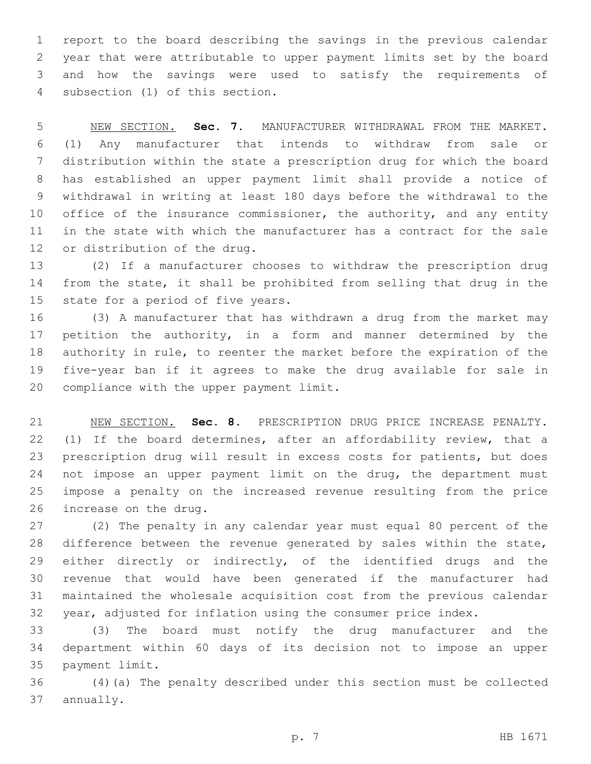report to the board describing the savings in the previous calendar year that were attributable to upper payment limits set by the board and how the savings were used to satisfy the requirements of subsection (1) of this section.

NEW SECTION. **Sec. 7.** MANUFACTURER WITHDRAWAL FROM THE MARKET. (1) Any manufacturer that intends to withdraw from sale or distribution within the state a prescription drug for which the board has established an upper payment limit shall provide a notice of withdrawal in writing at least 180 days before the withdrawal to the office of the insurance commissioner, the authority, and any entity in the state with which the manufacturer has a contract for the sale or distribution of the drug.

(2) If a manufacturer chooses to withdraw the prescription drug from the state, it shall be prohibited from selling that drug in the state for a period of five years.

(3) A manufacturer that has withdrawn a drug from the market may petition the authority, in a form and manner determined by the authority in rule, to reenter the market before the expiration of the five-year ban if it agrees to make the drug available for sale in compliance with the upper payment limit.

NEW SECTION. **Sec. 8.** PRESCRIPTION DRUG PRICE INCREASE PENALTY. (1) If the board determines, after an affordability review, that a prescription drug will result in excess costs for patients, but does not impose an upper payment limit on the drug, the department must impose a penalty on the increased revenue resulting from the price increase on the drug.

(2) The penalty in any calendar year must equal 80 percent of the difference between the revenue generated by sales within the state, either directly or indirectly, of the identified drugs and the revenue that would have been generated if the manufacturer had maintained the wholesale acquisition cost from the previous calendar year, adjusted for inflation using the consumer price index.

(3) The board must notify the drug manufacturer and the department within 60 days of its decision not to impose an upper payment limit.

(4)(a) The penalty described under this section must be collected annually.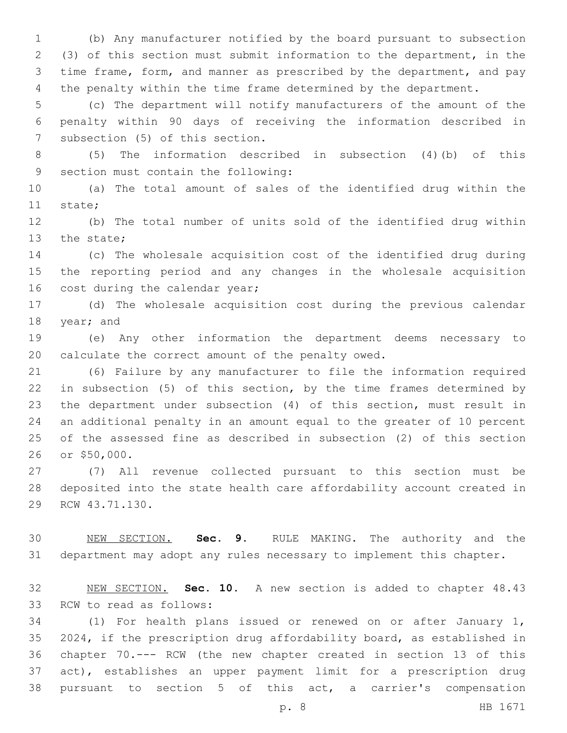(b) Any manufacturer notified by the board pursuant to subsection (3) of this section must submit information to the department, in the time frame, form, and manner as prescribed by the department, and pay the penalty within the time frame determined by the department.

(c) The department will notify manufacturers of the amount of the penalty within 90 days of receiving the information described in subsection (5) of this section.

(5) The information described in subsection (4)(b) of this section must contain the following:

(a) The total amount of sales of the identified drug within the state;

(b) The total number of units sold of the identified drug within the state;

(c) The wholesale acquisition cost of the identified drug during the reporting period and any changes in the wholesale acquisition cost during the calendar year;

(d) The wholesale acquisition cost during the previous calendar year; and

(e) Any other information the department deems necessary to calculate the correct amount of the penalty owed.

(6) Failure by any manufacturer to file the information required in subsection (5) of this section, by the time frames determined by the department under subsection (4) of this section, must result in an additional penalty in an amount equal to the greater of 10 percent of the assessed fine as described in subsection (2) of this section or $50,000.

(7) All revenue collected pursuant to this section must be deposited into the state health care affordability account created in RCW 43.71.130.

NEW SECTION. **Sec. 9.** RULE MAKING. The authority and the department may adopt any rules necessary to implement this chapter.

NEW SECTION. **Sec. 10.** A new section is added to chapter 48.43 RCW to read as follows:

(1) For health plans issued or renewed on or after January 1, 2024, if the prescription drug affordability board, as established in chapter 70.--- RCW (the new chapter created in section 13 of this act), establishes an upper payment limit for a prescription drug pursuant to section 5 of this act, a carrier's compensation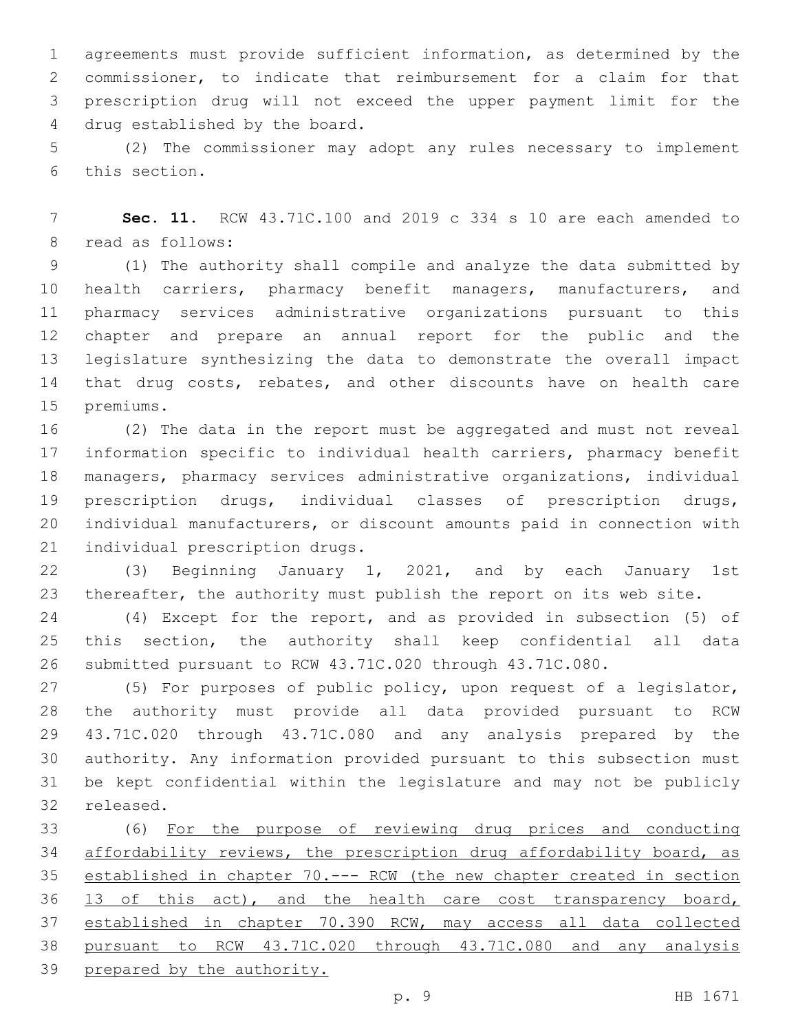agreements must provide sufficient information, as determined by the commissioner, to indicate that reimbursement for a claim for that prescription drug will not exceed the upper payment limit for the drug established by the board.

(2) The commissioner may adopt any rules necessary to implement this section.

**Sec. 11.** RCW 43.71C.100 and 2019 c 334 s 10 are each amended to read as follows:

(1) The authority shall compile and analyze the data submitted by health carriers, pharmacy benefit managers, manufacturers, and pharmacy services administrative organizations pursuant to this chapter and prepare an annual report for the public and the legislature synthesizing the data to demonstrate the overall impact that drug costs, rebates, and other discounts have on health care premiums.

(2) The data in the report must be aggregated and must not reveal information specific to individual health carriers, pharmacy benefit managers, pharmacy services administrative organizations, individual prescription drugs, individual classes of prescription drugs, individual manufacturers, or discount amounts paid in connection with individual prescription drugs.

(3) Beginning January 1, 2021, and by each January 1st thereafter, the authority must publish the report on its web site.

(4) Except for the report, and as provided in subsection (5) of this section, the authority shall keep confidential all data submitted pursuant to RCW 43.71C.020 through 43.71C.080.

(5) For purposes of public policy, upon request of a legislator, the authority must provide all data provided pursuant to RCW 43.71C.020 through 43.71C.080 and any analysis prepared by the authority. Any information provided pursuant to this subsection must be kept confidential within the legislature and may not be publicly released.

(6) <u>For the purpose of reviewing drug prices and conducting affordability reviews, the prescription drug affordability board, as established in chapter 70.--- RCW (the new chapter created in section 13 of this act), and the health care cost transparency board, established in chapter 70.390 RCW, may access all data collected pursuant to RCW 43.71C.020 through 43.71C.080 and any analysis prepared by the authority.</u>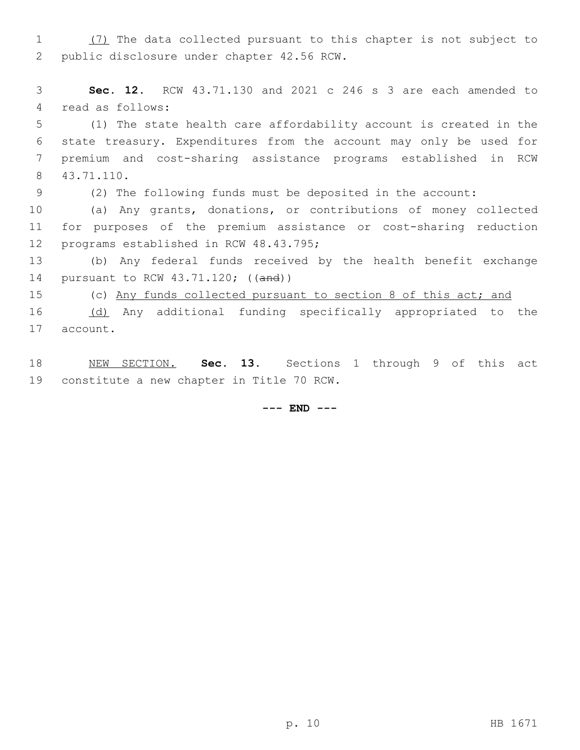(7) The data collected pursuant to this chapter is not subject to public disclosure under chapter 42.56 RCW.

**Sec. 12.** RCW 43.71.130 and 2021 c 246 s 3 are each amended to read as follows:

(1) The state health care affordability account is created in the state treasury. Expenditures from the account may only be used for premium and cost-sharing assistance programs established in RCW 43.71.110.

(2) The following funds must be deposited in the account:

(a) Any grants, donations, or contributions of money collected for purposes of the premium assistance or cost-sharing reduction programs established in RCW 48.43.795;

(b) Any federal funds received by the health benefit exchange pursuant to RCW 43.71.120; ((~~and~~))

(c) Any funds collected pursuant to section 8 of this act; and

(d) Any additional funding specifically appropriated to the account.

NEW SECTION. **Sec. 13.** Sections 1 through 9 of this act constitute a new chapter in Title 70 RCW.

**--- END ---**